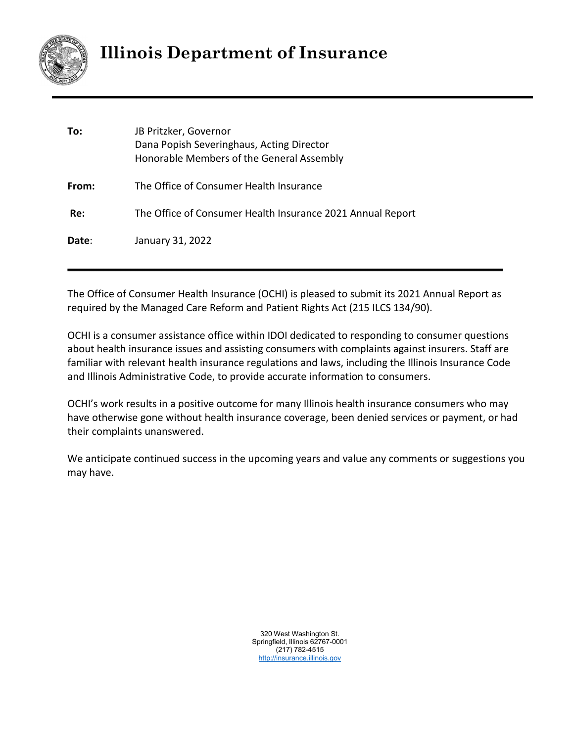# Illinois Department of Insurance

**To:** JB Pritzker, Governor
Dana Popish Severinghaus, Acting Director
Honorable Members of the General Assembly

**From:** The Office of Consumer Health Insurance

**Re:** The Office of Consumer Health Insurance 2021 Annual Report

**Date**: January 31, 2022

---

The Office of Consumer Health Insurance (OCHI) is pleased to submit its 2021 Annual Report as required by the Managed Care Reform and Patient Rights Act (215 ILCS 134/90).

OCHI is a consumer assistance office within IDOI dedicated to responding to consumer questions about health insurance issues and assisting consumers with complaints against insurers. Staff are familiar with relevant health insurance regulations and laws, including the Illinois Insurance Code and Illinois Administrative Code, to provide accurate information to consumers.

OCHI's work results in a positive outcome for many Illinois health insurance consumers who may have otherwise gone without health insurance coverage, been denied services or payment, or had their complaints unanswered.

We anticipate continued success in the upcoming years and value any comments or suggestions you may have.

320 West Washington St.
Springfield, Illinois 62767-0001
(217) 782-4515
http://insurance.illinois.gov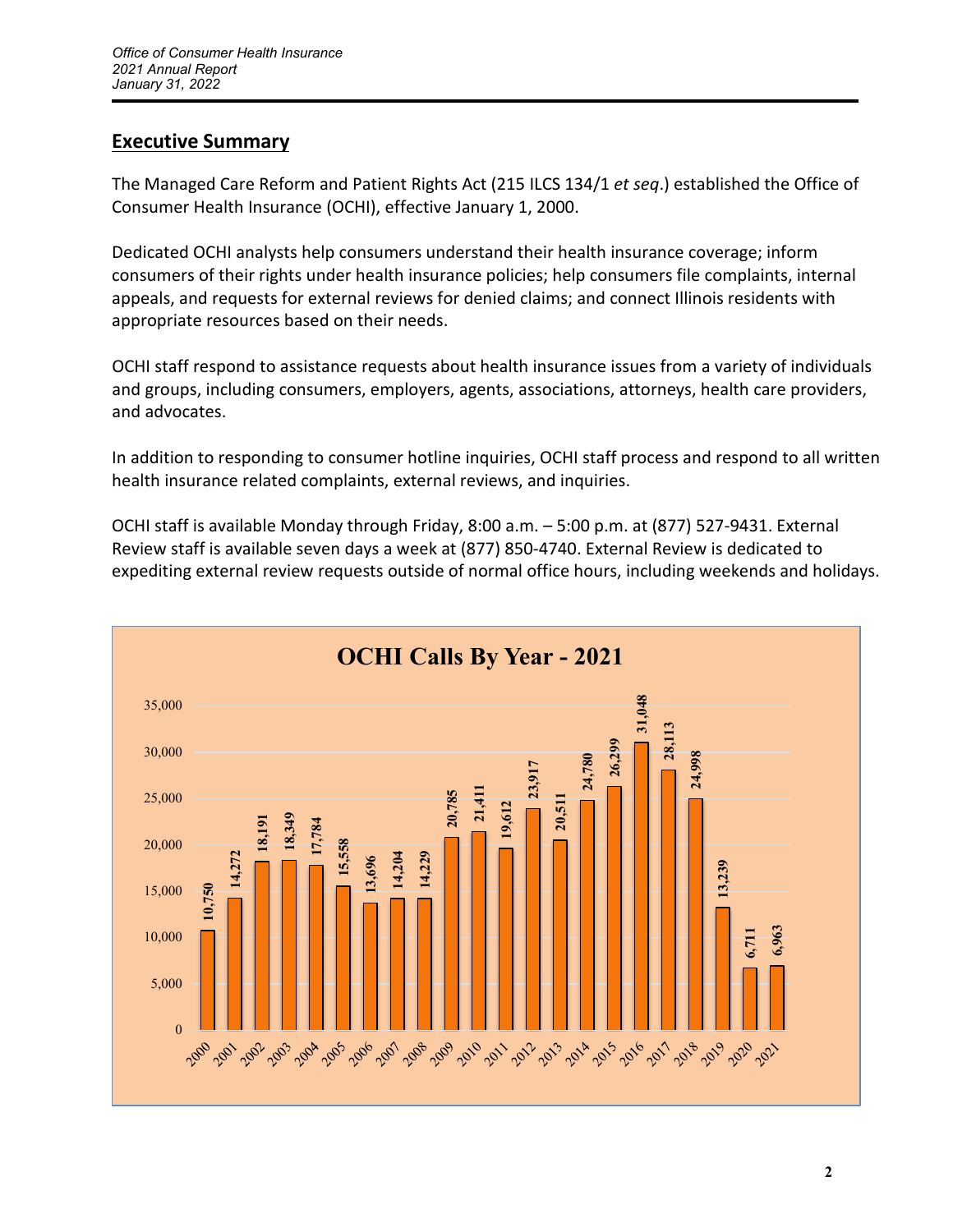## Executive Summary

The Managed Care Reform and Patient Rights Act (215 ILCS 134/1 *et seq*.) established the Office of Consumer Health Insurance (OCHI), effective January 1, 2000.

Dedicated OCHI analysts help consumers understand their health insurance coverage; inform consumers of their rights under health insurance policies; help consumers file complaints, internal appeals, and requests for external reviews for denied claims; and connect Illinois residents with appropriate resources based on their needs.

OCHI staff respond to assistance requests about health insurance issues from a variety of individuals and groups, including consumers, employers, agents, associations, attorneys, health care providers, and advocates.

In addition to responding to consumer hotline inquiries, OCHI staff process and respond to all written health insurance related complaints, external reviews, and inquiries.

OCHI staff is available Monday through Friday, 8:00 a.m. – 5:00 p.m. at (877) 527-9431. External Review staff is available seven days a week at (877) 850-4740. External Review is dedicated to expediting external review requests outside of normal office hours, including weekends and holidays.

**OCHI Calls By Year - 2021**

| Year | Calls |
| --- | --- |
| 2000 | 10,750 |
| 2001 | 14,272 |
| 2002 | 18,191 |
| 2003 | 18,349 |
| 2004 | 17,784 |
| 2005 | 15,558 |
| 2006 | 13,696 |
| 2007 | 14,204 |
| 2008 | 14,229 |
| 2009 | 20,785 |
| 2010 | 21,411 |
| 2011 | 19,612 |
| 2012 | 23,917 |
| 2013 | 20,511 |
| 2014 | 24,780 |
| 2015 | 26,299 |
| 2016 | 31,048 |
| 2017 | 28,113 |
| 2018 | 24,998 |
| 2019 | 13,239 |
| 2020 | 6,711 |
| 2021 | 6,963 |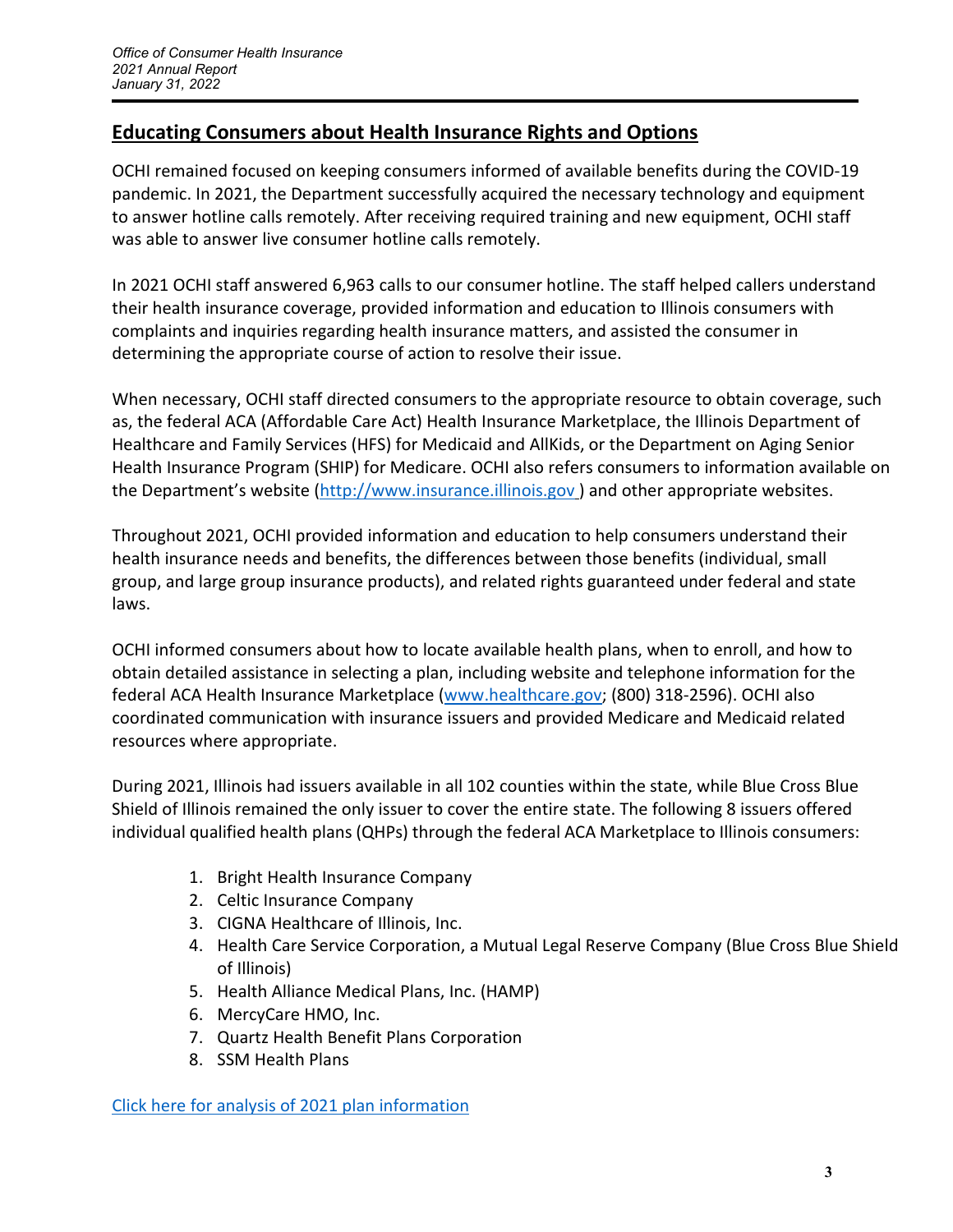## Educating Consumers about Health Insurance Rights and Options

OCHI remained focused on keeping consumers informed of available benefits during the COVID-19 pandemic. In 2021, the Department successfully acquired the necessary technology and equipment to answer hotline calls remotely. After receiving required training and new equipment, OCHI staff was able to answer live consumer hotline calls remotely.

In 2021 OCHI staff answered 6,963 calls to our consumer hotline. The staff helped callers understand their health insurance coverage, provided information and education to Illinois consumers with complaints and inquiries regarding health insurance matters, and assisted the consumer in determining the appropriate course of action to resolve their issue.

When necessary, OCHI staff directed consumers to the appropriate resource to obtain coverage, such as, the federal ACA (Affordable Care Act) Health Insurance Marketplace, the Illinois Department of Healthcare and Family Services (HFS) for Medicaid and AllKids, or the Department on Aging Senior Health Insurance Program (SHIP) for Medicare. OCHI also refers consumers to information available on the Department's website ([http://www.insurance.illinois.gov](http://www.insurance.illinois.gov) ) and other appropriate websites.

Throughout 2021, OCHI provided information and education to help consumers understand their health insurance needs and benefits, the differences between those benefits (individual, small group, and large group insurance products), and related rights guaranteed under federal and state laws.

OCHI informed consumers about how to locate available health plans, when to enroll, and how to obtain detailed assistance in selecting a plan, including website and telephone information for the federal ACA Health Insurance Marketplace ([www.healthcare.gov](http://www.healthcare.gov); (800) 318-2596). OCHI also coordinated communication with insurance issuers and provided Medicare and Medicaid related resources where appropriate.

During 2021, Illinois had issuers available in all 102 counties within the state, while Blue Cross Blue Shield of Illinois remained the only issuer to cover the entire state. The following 8 issuers offered individual qualified health plans (QHPs) through the federal ACA Marketplace to Illinois consumers:

1. Bright Health Insurance Company
2. Celtic Insurance Company
3. CIGNA Healthcare of Illinois, Inc.
4. Health Care Service Corporation, a Mutual Legal Reserve Company (Blue Cross Blue Shield of Illinois)
5. Health Alliance Medical Plans, Inc. (HAMP)
6. MercyCare HMO, Inc.
7. Quartz Health Benefit Plans Corporation
8. SSM Health Plans

Click here for analysis of 2021 plan information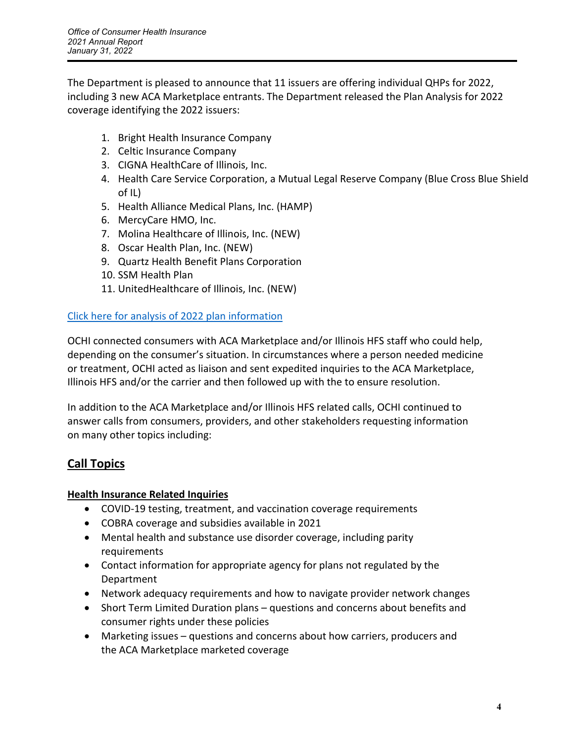The Department is pleased to announce that 11 issuers are offering individual QHPs for 2022, including 3 new ACA Marketplace entrants. The Department released the Plan Analysis for 2022 coverage identifying the 2022 issuers:

1. Bright Health Insurance Company
2. Celtic Insurance Company
3. CIGNA HealthCare of Illinois, Inc.
4. Health Care Service Corporation, a Mutual Legal Reserve Company (Blue Cross Blue Shield of IL)
5. Health Alliance Medical Plans, Inc. (HAMP)
6. MercyCare HMO, Inc.
7. Molina Healthcare of Illinois, Inc. (NEW)
8. Oscar Health Plan, Inc. (NEW)
9. Quartz Health Benefit Plans Corporation
10. SSM Health Plan
11. UnitedHealthcare of Illinois, Inc. (NEW)

[Click here for analysis of 2022 plan information]

OCHI connected consumers with ACA Marketplace and/or Illinois HFS staff who could help, depending on the consumer's situation. In circumstances where a person needed medicine or treatment, OCHI acted as liaison and sent expedited inquiries to the ACA Marketplace, Illinois HFS and/or the carrier and then followed up with the to ensure resolution.

In addition to the ACA Marketplace and/or Illinois HFS related calls, OCHI continued to answer calls from consumers, providers, and other stakeholders requesting information on many other topics including:

## Call Topics

### Health Insurance Related Inquiries

- COVID-19 testing, treatment, and vaccination coverage requirements
- COBRA coverage and subsidies available in 2021
- Mental health and substance use disorder coverage, including parity requirements
- Contact information for appropriate agency for plans not regulated by the Department
- Network adequacy requirements and how to navigate provider network changes
- Short Term Limited Duration plans – questions and concerns about benefits and consumer rights under these policies
- Marketing issues – questions and concerns about how carriers, producers and the ACA Marketplace marketed coverage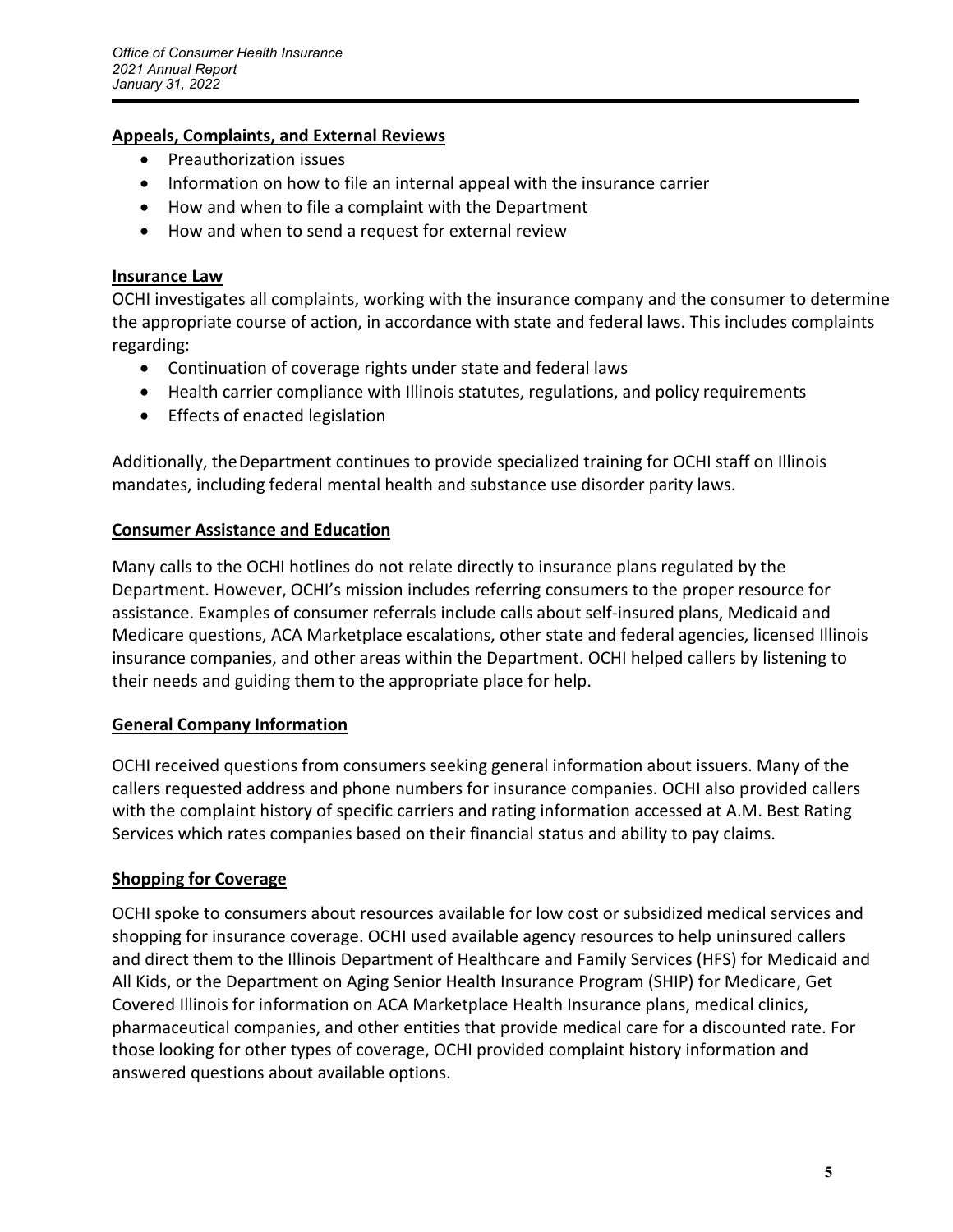## Appeals, Complaints, and External Reviews

- Preauthorization issues
- Information on how to file an internal appeal with the insurance carrier
- How and when to file a complaint with the Department
- How and when to send a request for external review

## Insurance Law

OCHI investigates all complaints, working with the insurance company and the consumer to determine the appropriate course of action, in accordance with state and federal laws. This includes complaints regarding:

- Continuation of coverage rights under state and federal laws
- Health carrier compliance with Illinois statutes, regulations, and policy requirements
- Effects of enacted legislation

Additionally, the Department continues to provide specialized training for OCHI staff on Illinois mandates, including federal mental health and substance use disorder parity laws.

## Consumer Assistance and Education

Many calls to the OCHI hotlines do not relate directly to insurance plans regulated by the Department. However, OCHI's mission includes referring consumers to the proper resource for assistance. Examples of consumer referrals include calls about self-insured plans, Medicaid and Medicare questions, ACA Marketplace escalations, other state and federal agencies, licensed Illinois insurance companies, and other areas within the Department. OCHI helped callers by listening to their needs and guiding them to the appropriate place for help.

## General Company Information

OCHI received questions from consumers seeking general information about issuers. Many of the callers requested address and phone numbers for insurance companies. OCHI also provided callers with the complaint history of specific carriers and rating information accessed at A.M. Best Rating Services which rates companies based on their financial status and ability to pay claims.

## Shopping for Coverage

OCHI spoke to consumers about resources available for low cost or subsidized medical services and shopping for insurance coverage. OCHI used available agency resources to help uninsured callers and direct them to the Illinois Department of Healthcare and Family Services (HFS) for Medicaid and All Kids, or the Department on Aging Senior Health Insurance Program (SHIP) for Medicare, Get Covered Illinois for information on ACA Marketplace Health Insurance plans, medical clinics, pharmaceutical companies, and other entities that provide medical care for a discounted rate. For those looking for other types of coverage, OCHI provided complaint history information and answered questions about available options.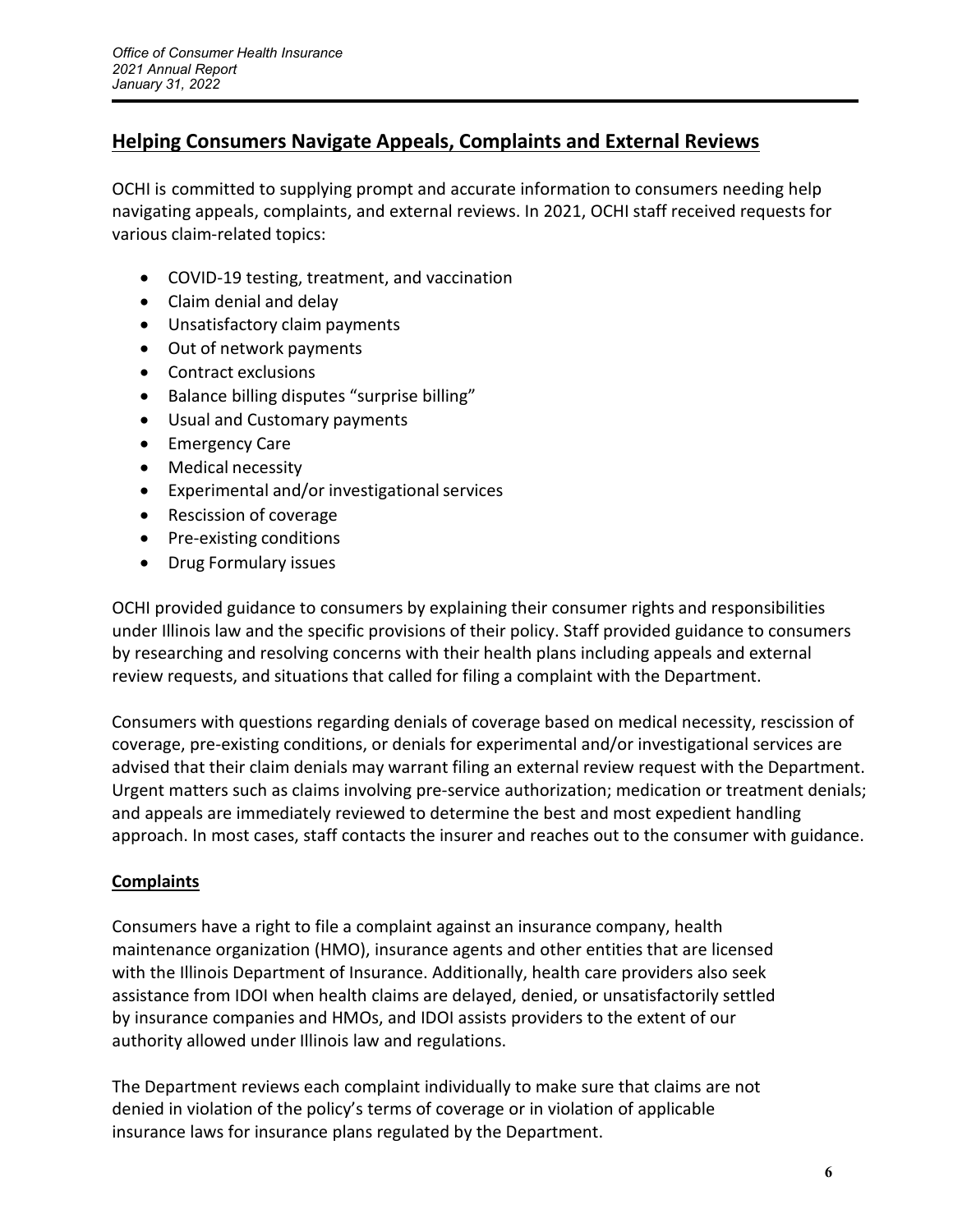## Helping Consumers Navigate Appeals, Complaints and External Reviews

OCHI is committed to supplying prompt and accurate information to consumers needing help navigating appeals, complaints, and external reviews. In 2021, OCHI staff received requests for various claim-related topics:

- COVID-19 testing, treatment, and vaccination
- Claim denial and delay
- Unsatisfactory claim payments
- Out of network payments
- Contract exclusions
- Balance billing disputes "surprise billing"
- Usual and Customary payments
- Emergency Care
- Medical necessity
- Experimental and/or investigational services
- Rescission of coverage
- Pre-existing conditions
- Drug Formulary issues

OCHI provided guidance to consumers by explaining their consumer rights and responsibilities under Illinois law and the specific provisions of their policy. Staff provided guidance to consumers by researching and resolving concerns with their health plans including appeals and external review requests, and situations that called for filing a complaint with the Department.

Consumers with questions regarding denials of coverage based on medical necessity, rescission of coverage, pre-existing conditions, or denials for experimental and/or investigational services are advised that their claim denials may warrant filing an external review request with the Department. Urgent matters such as claims involving pre-service authorization; medication or treatment denials; and appeals are immediately reviewed to determine the best and most expedient handling approach. In most cases, staff contacts the insurer and reaches out to the consumer with guidance.

### Complaints

Consumers have a right to file a complaint against an insurance company, health maintenance organization (HMO), insurance agents and other entities that are licensed with the Illinois Department of Insurance. Additionally, health care providers also seek assistance from IDOI when health claims are delayed, denied, or unsatisfactorily settled by insurance companies and HMOs, and IDOI assists providers to the extent of our authority allowed under Illinois law and regulations.

The Department reviews each complaint individually to make sure that claims are not denied in violation of the policy's terms of coverage or in violation of applicable insurance laws for insurance plans regulated by the Department.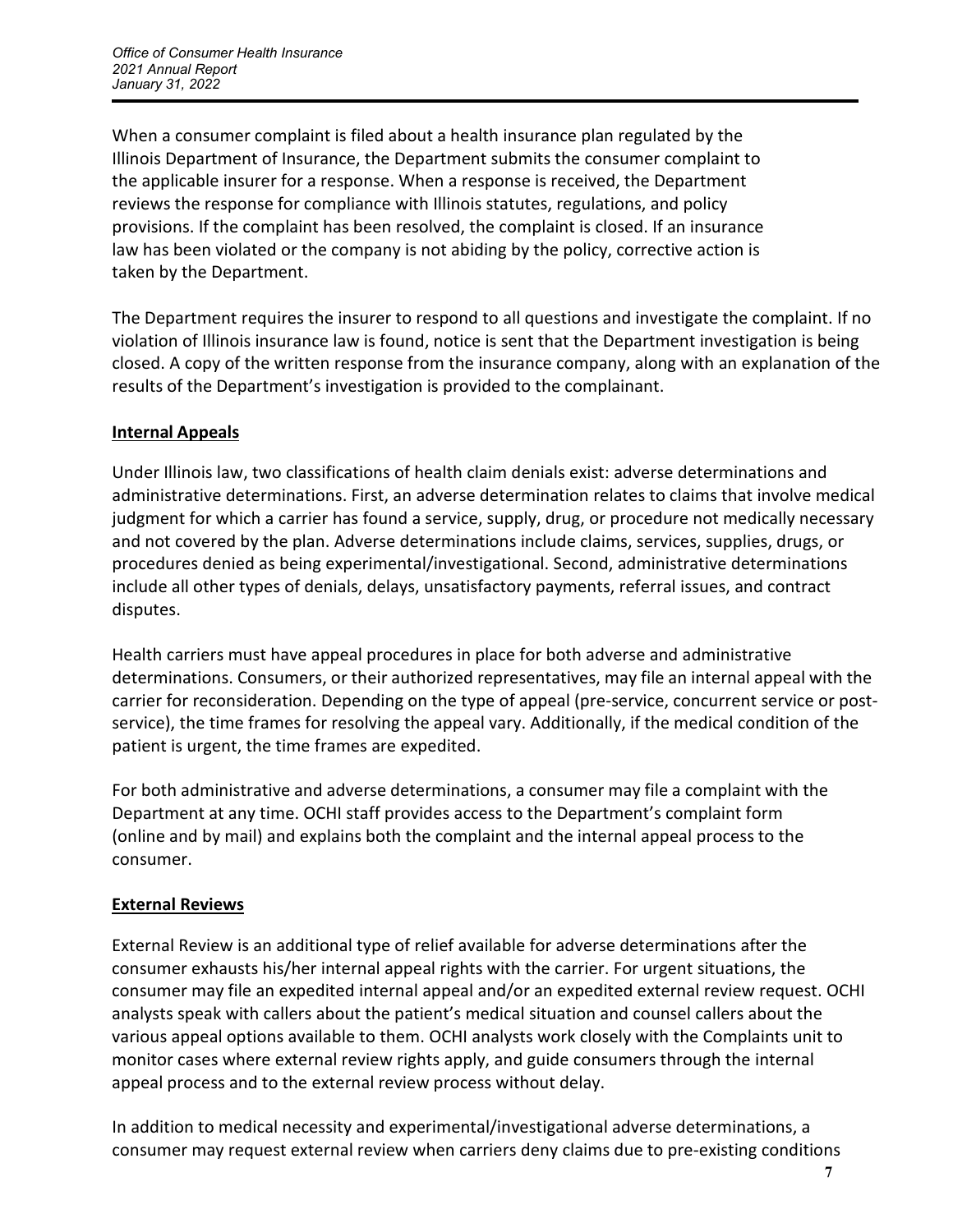When a consumer complaint is filed about a health insurance plan regulated by the Illinois Department of Insurance, the Department submits the consumer complaint to the applicable insurer for a response. When a response is received, the Department reviews the response for compliance with Illinois statutes, regulations, and policy provisions. If the complaint has been resolved, the complaint is closed. If an insurance law has been violated or the company is not abiding by the policy, corrective action is taken by the Department.

The Department requires the insurer to respond to all questions and investigate the complaint. If no violation of Illinois insurance law is found, notice is sent that the Department investigation is being closed. A copy of the written response from the insurance company, along with an explanation of the results of the Department's investigation is provided to the complainant.

## Internal Appeals

Under Illinois law, two classifications of health claim denials exist: adverse determinations and administrative determinations. First, an adverse determination relates to claims that involve medical judgment for which a carrier has found a service, supply, drug, or procedure not medically necessary and not covered by the plan. Adverse determinations include claims, services, supplies, drugs, or procedures denied as being experimental/investigational. Second, administrative determinations include all other types of denials, delays, unsatisfactory payments, referral issues, and contract disputes.

Health carriers must have appeal procedures in place for both adverse and administrative determinations. Consumers, or their authorized representatives, may file an internal appeal with the carrier for reconsideration. Depending on the type of appeal (pre-service, concurrent service or post-service), the time frames for resolving the appeal vary. Additionally, if the medical condition of the patient is urgent, the time frames are expedited.

For both administrative and adverse determinations, a consumer may file a complaint with the Department at any time. OCHI staff provides access to the Department's complaint form (online and by mail) and explains both the complaint and the internal appeal process to the consumer.

## External Reviews

External Review is an additional type of relief available for adverse determinations after the consumer exhausts his/her internal appeal rights with the carrier. For urgent situations, the consumer may file an expedited internal appeal and/or an expedited external review request. OCHI analysts speak with callers about the patient's medical situation and counsel callers about the various appeal options available to them. OCHI analysts work closely with the Complaints unit to monitor cases where external review rights apply, and guide consumers through the internal appeal process and to the external review process without delay.

In addition to medical necessity and experimental/investigational adverse determinations, a consumer may request external review when carriers deny claims due to pre-existing conditions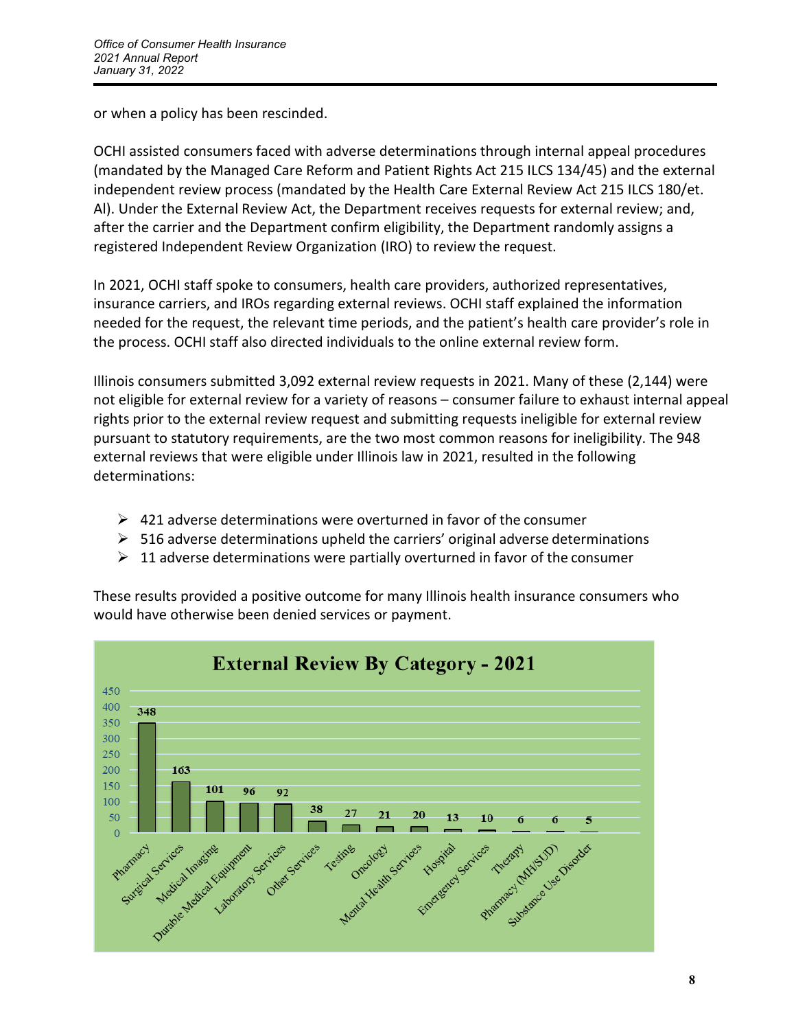or when a policy has been rescinded.

OCHI assisted consumers faced with adverse determinations through internal appeal procedures (mandated by the Managed Care Reform and Patient Rights Act 215 ILCS 134/45) and the external independent review process (mandated by the Health Care External Review Act 215 ILCS 180/et. Al). Under the External Review Act, the Department receives requests for external review; and, after the carrier and the Department confirm eligibility, the Department randomly assigns a registered Independent Review Organization (IRO) to review the request.

In 2021, OCHI staff spoke to consumers, health care providers, authorized representatives, insurance carriers, and IROs regarding external reviews. OCHI staff explained the information needed for the request, the relevant time periods, and the patient's health care provider's role in the process. OCHI staff also directed individuals to the online external review form.

Illinois consumers submitted 3,092 external review requests in 2021. Many of these (2,144) were not eligible for external review for a variety of reasons – consumer failure to exhaust internal appeal rights prior to the external review request and submitting requests ineligible for external review pursuant to statutory requirements, are the two most common reasons for ineligibility. The 948 external reviews that were eligible under Illinois law in 2021, resulted in the following determinations:

- 421 adverse determinations were overturned in favor of the consumer
- 516 adverse determinations upheld the carriers' original adverse determinations
- 11 adverse determinations were partially overturned in favor of the consumer

These results provided a positive outcome for many Illinois health insurance consumers who would have otherwise been denied services or payment.

**External Review By Category - 2021**

| Category | Count |
| --- | --- |
| Pharmacy | 348 |
| Surgical Services | 163 |
| Medical Imaging | 101 |
| Durable Medical Equipment | 96 |
| Laboratory Services | 92 |
| Other Services | 38 |
| Testing | 27 |
| Oncology | 21 |
| Mental Health Services | 20 |
| Hospital | 13 |
| Emergency Services | 10 |
| Therapy | 6 |
| Pharmacy (MH/SUD) | 6 |
| Substance Use Disorder | 5 |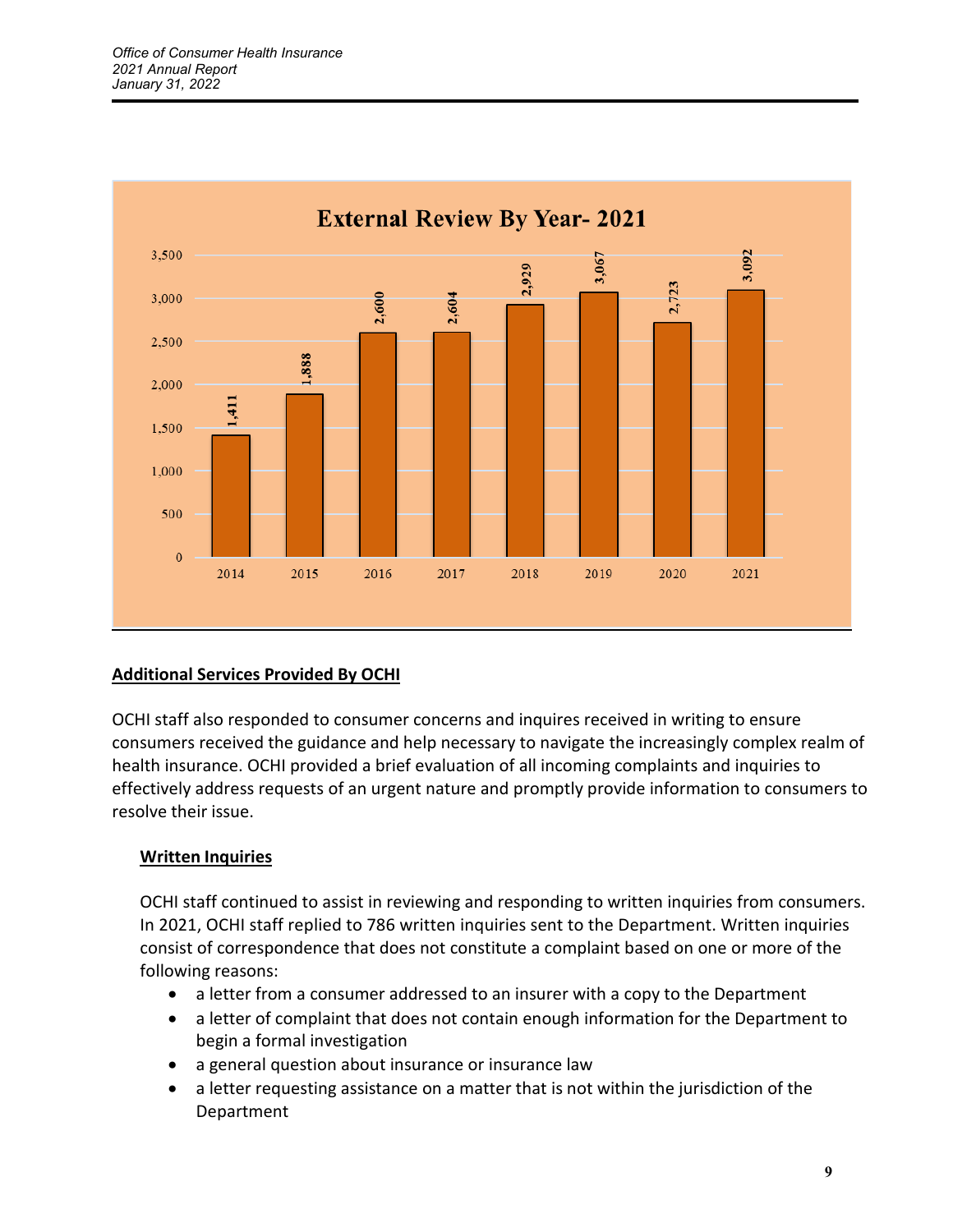**External Review By Year- 2021**

| Year | External Reviews |
| --- | --- |
| 2014 | 1,411 |
| 2015 | 1,888 |
| 2016 | 2,600 |
| 2017 | 2,604 |
| 2018 | 2,929 |
| 2019 | 3,067 |
| 2020 | 2,723 |
| 2021 | 3,092 |

## Additional Services Provided By OCHI

OCHI staff also responded to consumer concerns and inquires received in writing to ensure consumers received the guidance and help necessary to navigate the increasingly complex realm of health insurance. OCHI provided a brief evaluation of all incoming complaints and inquiries to effectively address requests of an urgent nature and promptly provide information to consumers to resolve their issue.

### Written Inquiries

OCHI staff continued to assist in reviewing and responding to written inquiries from consumers. In 2021, OCHI staff replied to 786 written inquiries sent to the Department. Written inquiries consist of correspondence that does not constitute a complaint based on one or more of the following reasons:

- a letter from a consumer addressed to an insurer with a copy to the Department
- a letter of complaint that does not contain enough information for the Department to begin a formal investigation
- a general question about insurance or insurance law
- a letter requesting assistance on a matter that is not within the jurisdiction of the Department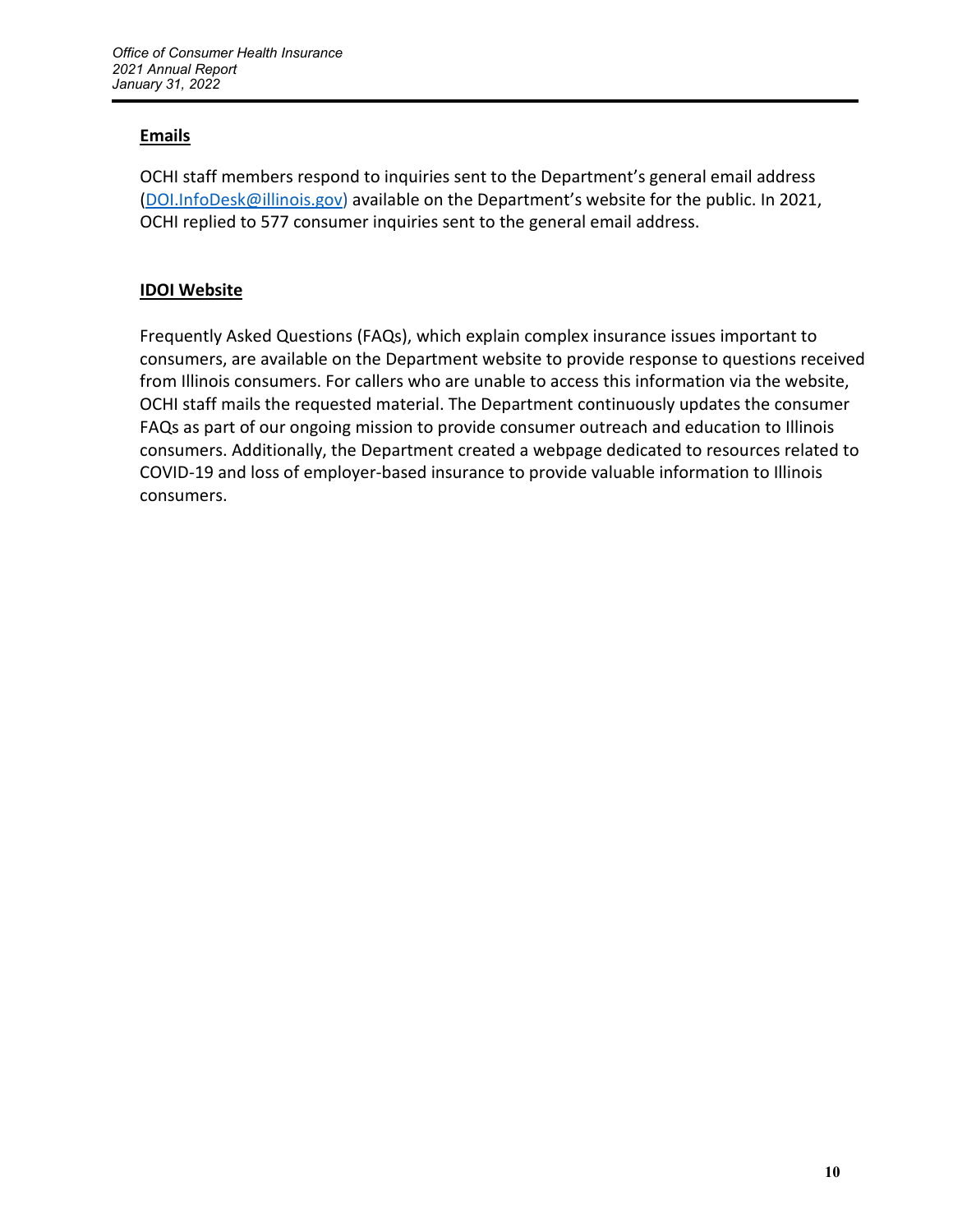## Emails

OCHI staff members respond to inquiries sent to the Department's general email address (DOI.InfoDesk@illinois.gov) available on the Department's website for the public. In 2021, OCHI replied to 577 consumer inquiries sent to the general email address.

## IDOI Website

Frequently Asked Questions (FAQs), which explain complex insurance issues important to consumers, are available on the Department website to provide response to questions received from Illinois consumers. For callers who are unable to access this information via the website, OCHI staff mails the requested material. The Department continuously updates the consumer FAQs as part of our ongoing mission to provide consumer outreach and education to Illinois consumers. Additionally, the Department created a webpage dedicated to resources related to COVID-19 and loss of employer-based insurance to provide valuable information to Illinois consumers.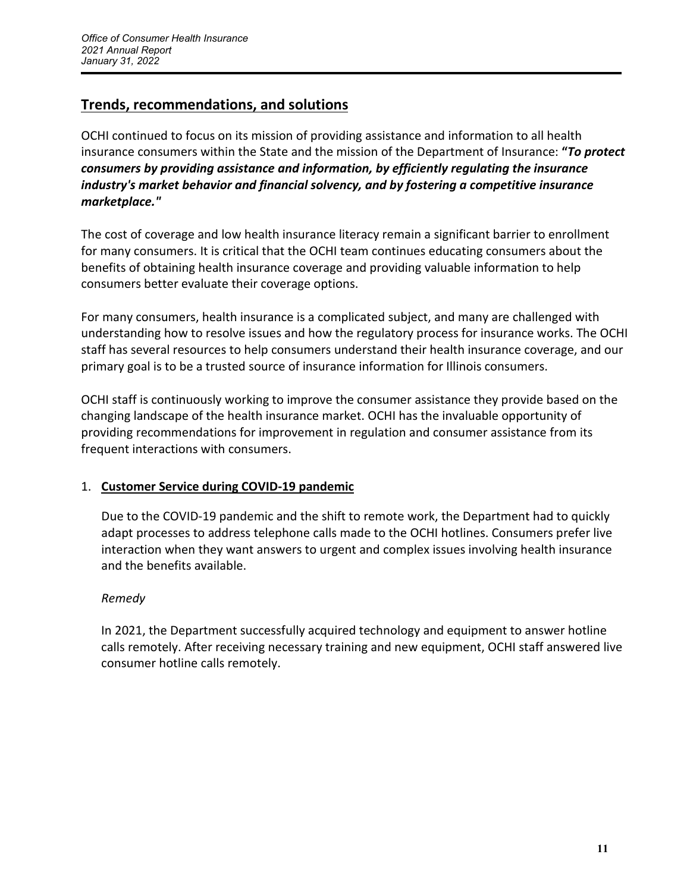## Trends, recommendations, and solutions

OCHI continued to focus on its mission of providing assistance and information to all health insurance consumers within the State and the mission of the Department of Insurance: **"*To protect consumers by providing assistance and information, by efficiently regulating the insurance industry's market behavior and financial solvency, and by fostering a competitive insurance marketplace."***

The cost of coverage and low health insurance literacy remain a significant barrier to enrollment for many consumers. It is critical that the OCHI team continues educating consumers about the benefits of obtaining health insurance coverage and providing valuable information to help consumers better evaluate their coverage options.

For many consumers, health insurance is a complicated subject, and many are challenged with understanding how to resolve issues and how the regulatory process for insurance works. The OCHI staff has several resources to help consumers understand their health insurance coverage, and our primary goal is to be a trusted source of insurance information for Illinois consumers.

OCHI staff is continuously working to improve the consumer assistance they provide based on the changing landscape of the health insurance market. OCHI has the invaluable opportunity of providing recommendations for improvement in regulation and consumer assistance from its frequent interactions with consumers.

1. **Customer Service during COVID-19 pandemic**

   Due to the COVID-19 pandemic and the shift to remote work, the Department had to quickly adapt processes to address telephone calls made to the OCHI hotlines. Consumers prefer live interaction when they want answers to urgent and complex issues involving health insurance and the benefits available.

   *Remedy*

   In 2021, the Department successfully acquired technology and equipment to answer hotline calls remotely. After receiving necessary training and new equipment, OCHI staff answered live consumer hotline calls remotely.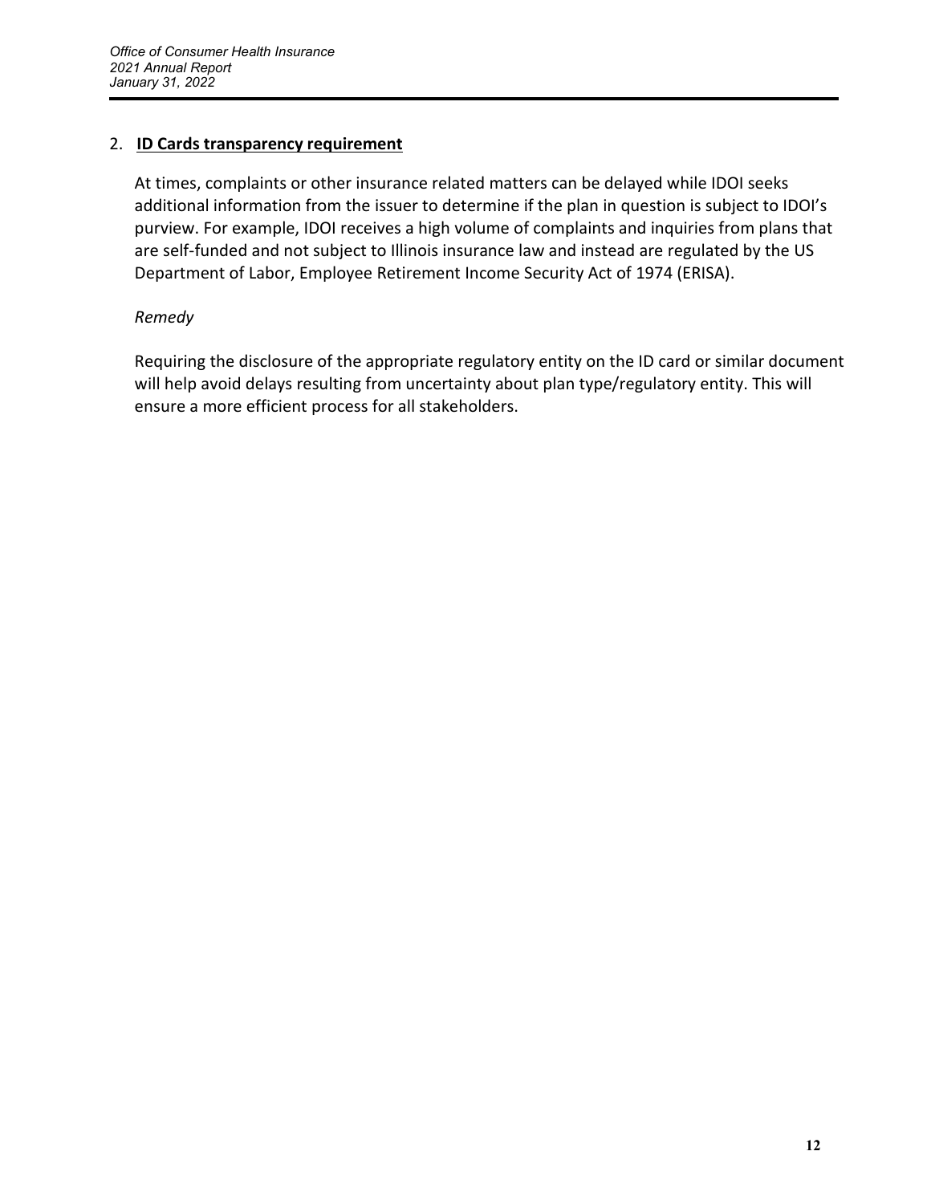2. **ID Cards transparency requirement**

   At times, complaints or other insurance related matters can be delayed while IDOI seeks additional information from the issuer to determine if the plan in question is subject to IDOI's purview. For example, IDOI receives a high volume of complaints and inquiries from plans that are self-funded and not subject to Illinois insurance law and instead are regulated by the US Department of Labor, Employee Retirement Income Security Act of 1974 (ERISA).

   *Remedy*

   Requiring the disclosure of the appropriate regulatory entity on the ID card or similar document will help avoid delays resulting from uncertainty about plan type/regulatory entity. This will ensure a more efficient process for all stakeholders.